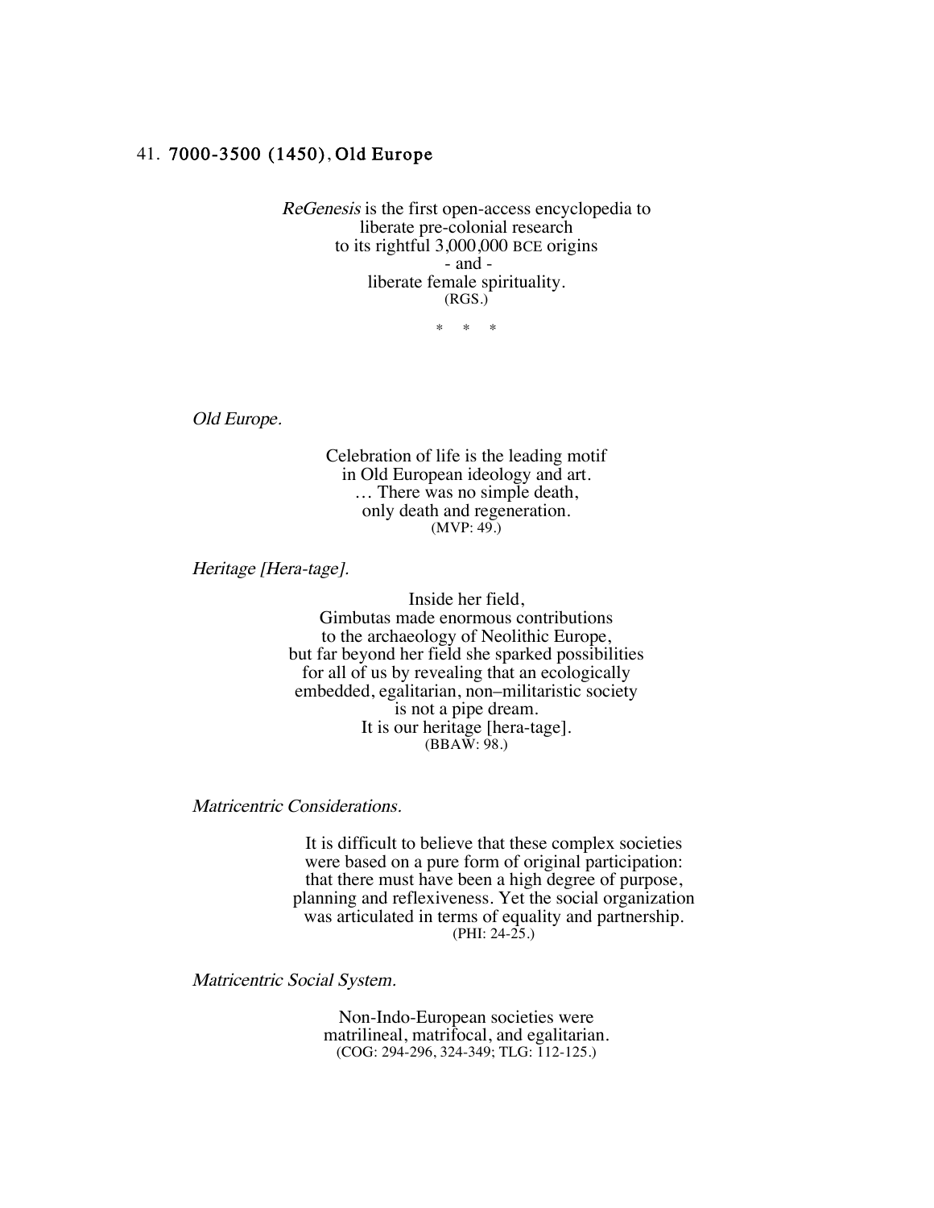## 41. 7000-3500 (1450), Old Europe

*ReGenesis* is the first open-access encyclopedia to
liberate pre-colonial research
to its rightful 3,000,000 BCE origins
\- and -
liberate female spirituality.
(RGS.)

\* \* \*

*Old Europe.*

Celebration of life is the leading motif
in Old European ideology and art.
… There was no simple death,
only death and regeneration.
(MVP: 49.)

*Heritage [Hera-tage].*

Inside her field,
Gimbutas made enormous contributions
to the archaeology of Neolithic Europe,
but far beyond her field she sparked possibilities
for all of us by revealing that an ecologically
embedded, egalitarian, non–militaristic society
is not a pipe dream.
It is our heritage [hera-tage].
(BBAW: 98.)

*Matricentric Considerations.*

It is difficult to believe that these complex societies
were based on a pure form of original participation:
that there must have been a high degree of purpose,
planning and reflexiveness. Yet the social organization
was articulated in terms of equality and partnership.
(PHI: 24-25.)

*Matricentric Social System.*

Non-Indo-European societies were
matrilineal, matrifocal, and egalitarian.
(COG: 294-296, 324-349; TLG: 112-125.)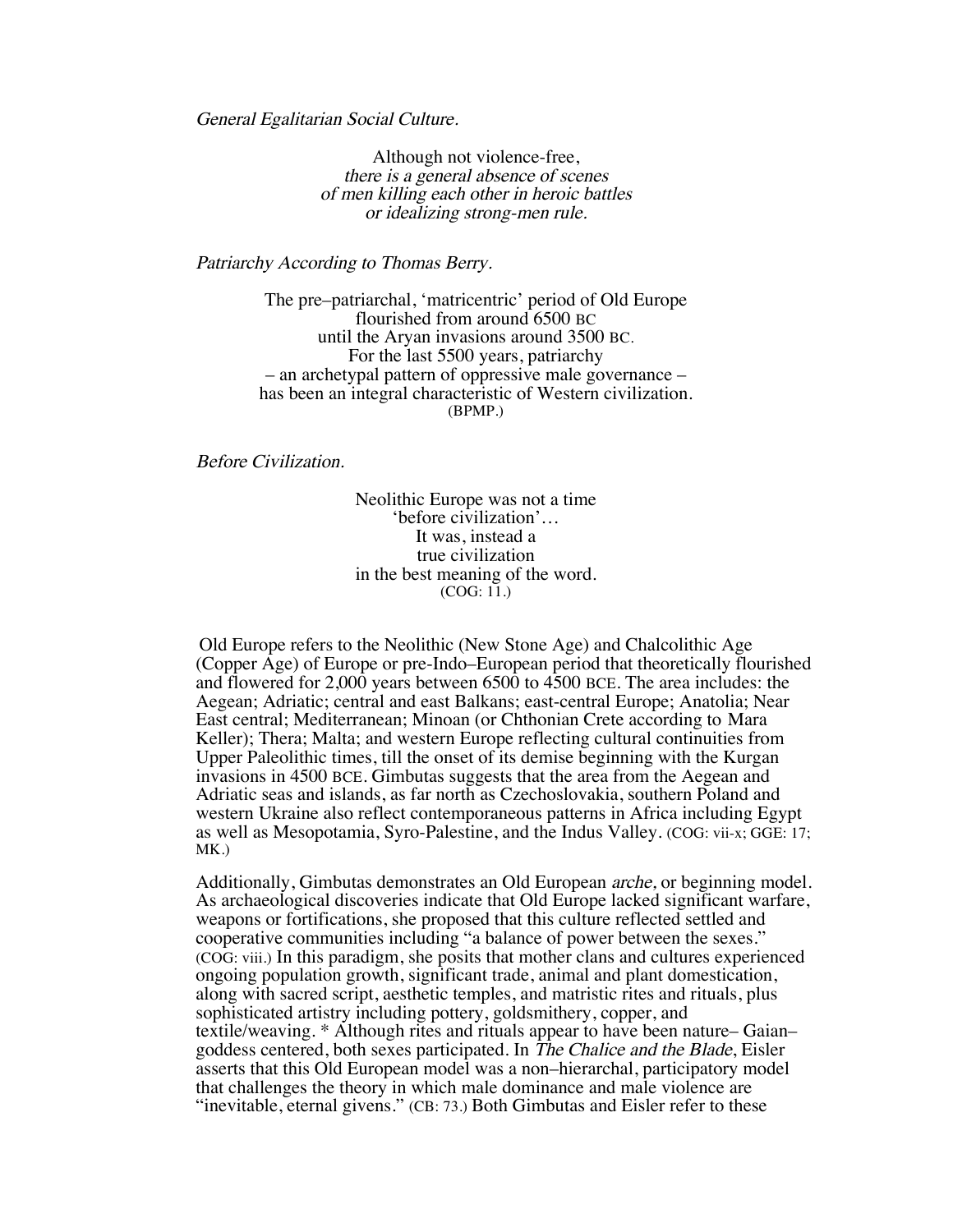*General Egalitarian Social Culture.*

> Although not violence-free,
> *there is a general absence of scenes*
> *of men killing each other in heroic battles*
> *or idealizing strong-men rule.*

*Patriarchy According to Thomas Berry.*

> The pre–patriarchal, 'matricentric' period of Old Europe
> flourished from around 6500 BC
> until the Aryan invasions around 3500 BC.
> For the last 5500 years, patriarchy
> – an archetypal pattern of oppressive male governance –
> has been an integral characteristic of Western civilization.
> (BPMP.)

*Before Civilization.*

> Neolithic Europe was not a time
> 'before civilization'…
> It was, instead a
> true civilization
> in the best meaning of the word.
> (COG: 11.)

Old Europe refers to the Neolithic (New Stone Age) and Chalcolithic Age (Copper Age) of Europe or pre-Indo–European period that theoretically flourished and flowered for 2,000 years between 6500 to 4500 BCE. The area includes: the Aegean; Adriatic; central and east Balkans; east-central Europe; Anatolia; Near East central; Mediterranean; Minoan (or Chthonian Crete according to Mara Keller); Thera; Malta; and western Europe reflecting cultural continuities from Upper Paleolithic times, till the onset of its demise beginning with the Kurgan invasions in 4500 BCE. Gimbutas suggests that the area from the Aegean and Adriatic seas and islands, as far north as Czechoslovakia, southern Poland and western Ukraine also reflect contemporaneous patterns in Africa including Egypt as well as Mesopotamia, Syro-Palestine, and the Indus Valley. (COG: vii-x; GGE: 17; MK.)

Additionally, Gimbutas demonstrates an Old European *arche*, or beginning model. As archaeological discoveries indicate that Old Europe lacked significant warfare, weapons or fortifications, she proposed that this culture reflected settled and cooperative communities including "a balance of power between the sexes." (COG: viii.) In this paradigm, she posits that mother clans and cultures experienced ongoing population growth, significant trade, animal and plant domestication, along with sacred script, aesthetic temples, and matristic rites and rituals, plus sophisticated artistry including pottery, goldsmithery, copper, and textile/weaving. * Although rites and rituals appear to have been nature– Gaian– goddess centered, both sexes participated. In *The Chalice and the Blade*, Eisler asserts that this Old European model was a non–hierarchal, participatory model that challenges the theory in which male dominance and male violence are "inevitable, eternal givens." (CB: 73.) Both Gimbutas and Eisler refer to these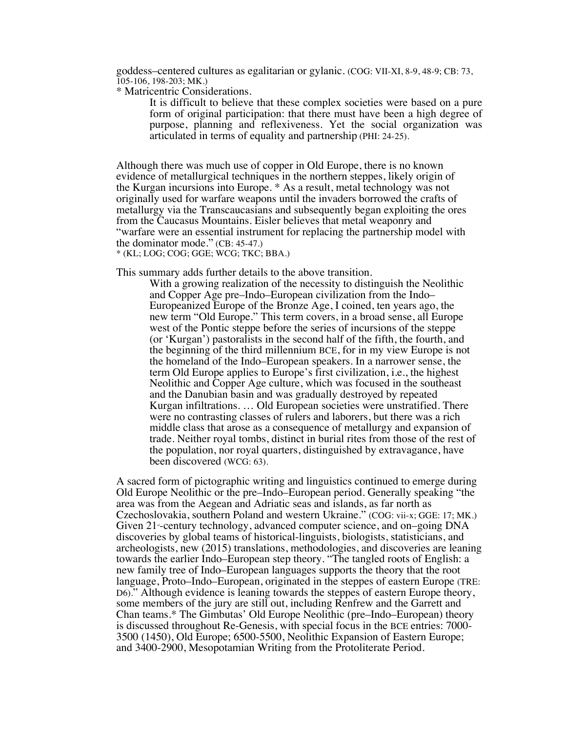goddess–centered cultures as egalitarian or gylanic. (COG: VII-XI, 8-9, 48-9; CB: 73, 105-106, 198-203; MK.)

* Matricentric Considerations.

> It is difficult to believe that these complex societies were based on a pure form of original participation: that there must have been a high degree of purpose, planning and reflexiveness. Yet the social organization was articulated in terms of equality and partnership (PHI: 24-25).

Although there was much use of copper in Old Europe, there is no known evidence of metallurgical techniques in the northern steppes, likely origin of the Kurgan incursions into Europe. * As a result, metal technology was not originally used for warfare weapons until the invaders borrowed the crafts of metallurgy via the Transcaucasians and subsequently began exploiting the ores from the Caucasus Mountains. Eisler believes that metal weaponry and "warfare were an essential instrument for replacing the partnership model with the dominator mode." (CB: 45-47.)

* (KL; LOG; COG; GGE; WCG; TKC; BBA.)

This summary adds further details to the above transition.

> With a growing realization of the necessity to distinguish the Neolithic and Copper Age pre–Indo–European civilization from the Indo–Europeanized Europe of the Bronze Age, I coined, ten years ago, the new term "Old Europe." This term covers, in a broad sense, all Europe west of the Pontic steppe before the series of incursions of the steppe (or 'Kurgan') pastoralists in the second half of the fifth, the fourth, and the beginning of the third millennium BCE, for in my view Europe is not the homeland of the Indo–European speakers. In a narrower sense, the term Old Europe applies to Europe's first civilization, i.e., the highest Neolithic and Copper Age culture, which was focused in the southeast and the Danubian basin and was gradually destroyed by repeated Kurgan infiltrations. … Old European societies were unstratified. There were no contrasting classes of rulers and laborers, but there was a rich middle class that arose as a consequence of metallurgy and expansion of trade. Neither royal tombs, distinct in burial rites from those of the rest of the population, nor royal quarters, distinguished by extravagance, have been discovered (WCG: 63).

A sacred form of pictographic writing and linguistics continued to emerge during Old Europe Neolithic or the pre–Indo–European period. Generally speaking "the area was from the Aegean and Adriatic seas and islands, as far north as Czechoslovakia, southern Poland and western Ukraine." (COG: vii-x; GGE: 17; MK.) Given 21st-century technology, advanced computer science, and on–going DNA discoveries by global teams of historical-linguists, biologists, statisticians, and archeologists, new (2015) translations, methodologies, and discoveries are leaning towards the earlier Indo–European step theory. "The tangled roots of English: a new family tree of Indo–European languages supports the theory that the root language, Proto–Indo–European, originated in the steppes of eastern Europe (TRE: D6)." Although evidence is leaning towards the steppes of eastern Europe theory, some members of the jury are still out, including Renfrew and the Garrett and Chan teams.* The Gimbutas' Old Europe Neolithic (pre–Indo–European) theory is discussed throughout Re-Genesis, with special focus in the BCE entries: 7000-3500 (1450), Old Europe; 6500-5500, Neolithic Expansion of Eastern Europe; and 3400-2900, Mesopotamian Writing from the Protoliterate Period.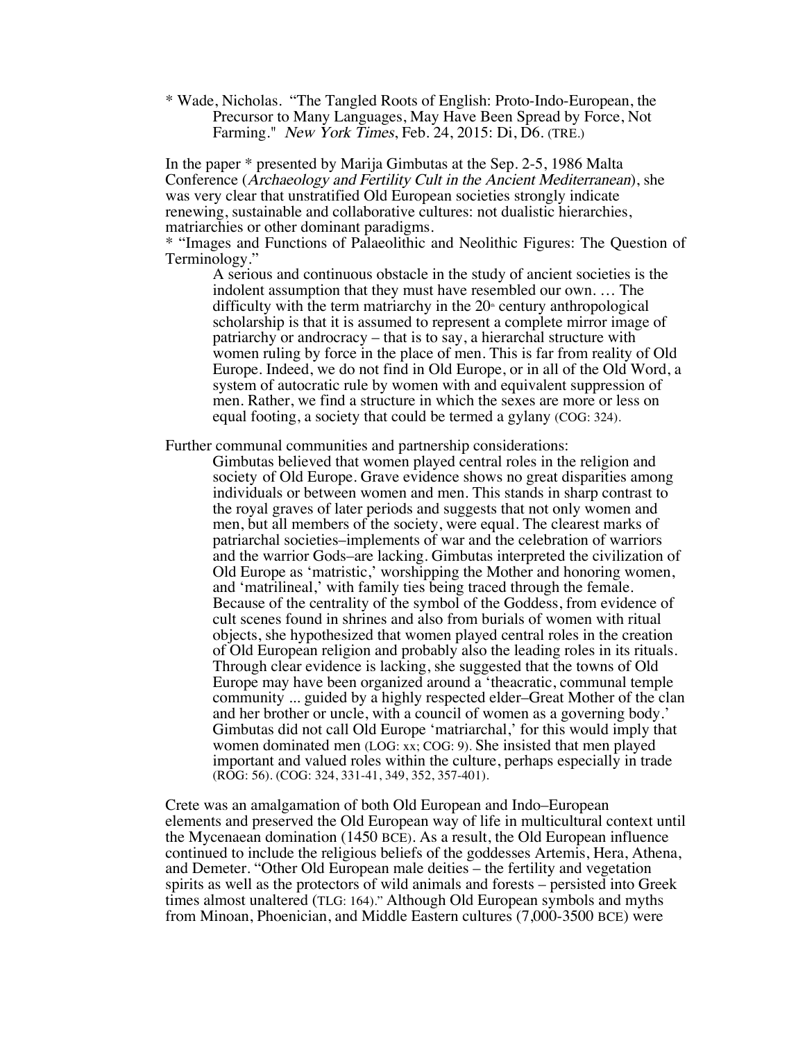* Wade, Nicholas. "The Tangled Roots of English: Proto-Indo-European, the Precursor to Many Languages, May Have Been Spread by Force, Not Farming." *New York Times*, Feb. 24, 2015: Di, D6. (TRE.)

In the paper * presented by Marija Gimbutas at the Sep. 2-5, 1986 Malta Conference (*Archaeology and Fertility Cult in the Ancient Mediterranean*), she was very clear that unstratified Old European societies strongly indicate renewing, sustainable and collaborative cultures: not dualistic hierarchies, matriarchies or other dominant paradigms.
* "Images and Functions of Palaeolithic and Neolithic Figures: The Question of Terminology."

> A serious and continuous obstacle in the study of ancient societies is the indolent assumption that they must have resembled our own. … The difficulty with the term matriarchy in the 20th century anthropological scholarship is that it is assumed to represent a complete mirror image of patriarchy or androcracy – that is to say, a hierarchal structure with women ruling by force in the place of men. This is far from reality of Old Europe. Indeed, we do not find in Old Europe, or in all of the Old Word, a system of autocratic rule by women with and equivalent suppression of men. Rather, we find a structure in which the sexes are more or less on equal footing, a society that could be termed a gylany (COG: 324).

Further communal communities and partnership considerations:

> Gimbutas believed that women played central roles in the religion and society of Old Europe. Grave evidence shows no great disparities among individuals or between women and men. This stands in sharp contrast to the royal graves of later periods and suggests that not only women and men, but all members of the society, were equal. The clearest marks of patriarchal societies–implements of war and the celebration of warriors and the warrior Gods–are lacking. Gimbutas interpreted the civilization of Old Europe as 'matristic,' worshipping the Mother and honoring women, and 'matrilineal,' with family ties being traced through the female. Because of the centrality of the symbol of the Goddess, from evidence of cult scenes found in shrines and also from burials of women with ritual objects, she hypothesized that women played central roles in the creation of Old European religion and probably also the leading roles in its rituals. Through clear evidence is lacking, she suggested that the towns of Old Europe may have been organized around a 'theacratic, communal temple community ... guided by a highly respected elder–Great Mother of the clan and her brother or uncle, with a council of women as a governing body.' Gimbutas did not call Old Europe 'matriarchal,' for this would imply that women dominated men (LOG: xx; COG: 9). She insisted that men played important and valued roles within the culture, perhaps especially in trade (ROG: 56). (COG: 324, 331-41, 349, 352, 357-401).

Crete was an amalgamation of both Old European and Indo–European elements and preserved the Old European way of life in multicultural context until the Mycenaean domination (1450 BCE). As a result, the Old European influence continued to include the religious beliefs of the goddesses Artemis, Hera, Athena, and Demeter. "Other Old European male deities – the fertility and vegetation spirits as well as the protectors of wild animals and forests – persisted into Greek times almost unaltered (TLG: 164)." Although Old European symbols and myths from Minoan, Phoenician, and Middle Eastern cultures (7,000-3500 BCE) were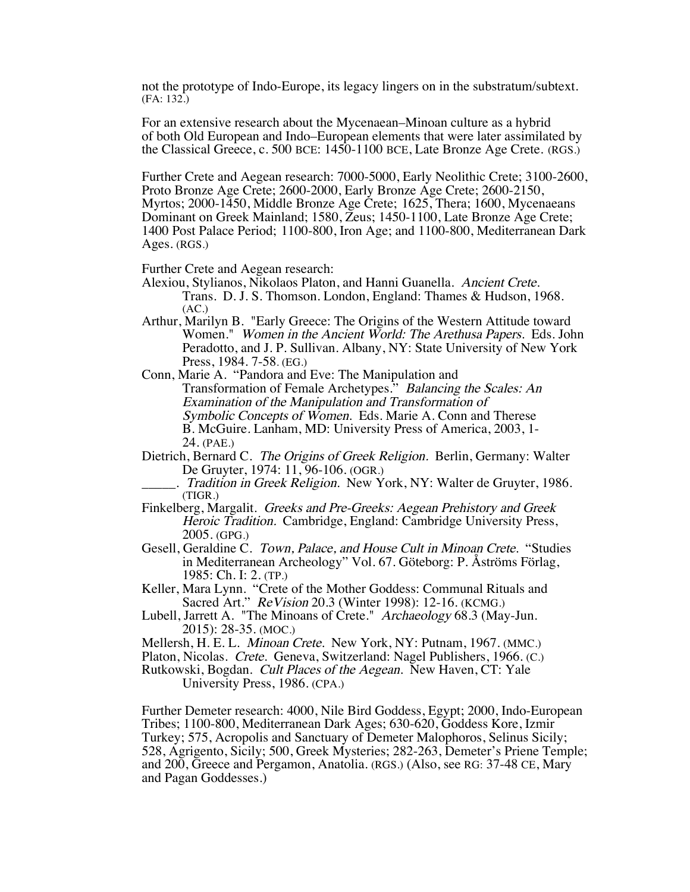not the prototype of Indo-Europe, its legacy lingers on in the substratum/subtext. (FA: 132.)

For an extensive research about the Mycenaean–Minoan culture as a hybrid of both Old European and Indo–European elements that were later assimilated by the Classical Greece, c. 500 BCE: 1450-1100 BCE, Late Bronze Age Crete. (RGS.)

Further Crete and Aegean research: 7000-5000, Early Neolithic Crete; 3100-2600, Proto Bronze Age Crete; 2600-2000, Early Bronze Age Crete; 2600-2150, Myrtos; 2000-1450, Middle Bronze Age Crete; 1625, Thera; 1600, Mycenaeans Dominant on Greek Mainland; 1580, Zeus; 1450-1100, Late Bronze Age Crete; 1400 Post Palace Period; 1100-800, Iron Age; and 1100-800, Mediterranean Dark Ages. (RGS.)

Further Crete and Aegean research:

Alexiou, Stylianos, Nikolaos Platon, and Hanni Guanella. *Ancient Crete.* Trans. D. J. S. Thomson. London, England: Thames & Hudson, 1968. (AC.)

Arthur, Marilyn B. "Early Greece: The Origins of the Western Attitude toward Women." *Women in the Ancient World: The Arethusa Papers.* Eds. John Peradotto, and J. P. Sullivan. Albany, NY: State University of New York Press, 1984. 7-58. (EG.)

Conn, Marie A. "Pandora and Eve: The Manipulation and Transformation of Female Archetypes." *Balancing the Scales: An Examination of the Manipulation and Transformation of Symbolic Concepts of Women.* Eds. Marie A. Conn and Therese B. McGuire. Lanham, MD: University Press of America, 2003, 1-24. (PAE.)

Dietrich, Bernard C. *The Origins of Greek Religion.* Berlin, Germany: Walter De Gruyter, 1974: 11, 96-106. (OGR.)

_____. *Tradition in Greek Religion.* New York, NY: Walter de Gruyter, 1986. (TIGR.)

Finkelberg, Margalit. *Greeks and Pre-Greeks: Aegean Prehistory and Greek Heroic Tradition.* Cambridge, England: Cambridge University Press, 2005. (GPG.)

Gesell, Geraldine C. *Town, Palace, and House Cult in Minoan Crete.* "Studies in Mediterranean Archeology" Vol. 67. Göteborg: P. Åströms Förlag, 1985: Ch. I: 2. (TP.)

Keller, Mara Lynn. "Crete of the Mother Goddess: Communal Rituals and Sacred Art." *ReVision* 20.3 (Winter 1998): 12-16. (KCMG.)

Lubell, Jarrett A. "The Minoans of Crete." *Archaeology* 68.3 (May-Jun. 2015): 28-35. (MOC.)

Mellersh, H. E. L. *Minoan Crete.* New York, NY: Putnam, 1967. (MMC.)

Platon, Nicolas. *Crete.* Geneva, Switzerland: Nagel Publishers, 1966. (C.)

Rutkowski, Bogdan. *Cult Places of the Aegean.* New Haven, CT: Yale University Press, 1986. (CPA.)

Further Demeter research: 4000, Nile Bird Goddess, Egypt; 2000, Indo-European Tribes; 1100-800, Mediterranean Dark Ages; 630-620, Goddess Kore, Izmir Turkey; 575, Acropolis and Sanctuary of Demeter Malophoros, Selinus Sicily; 528, Agrigento, Sicily; 500, Greek Mysteries; 282-263, Demeter's Priene Temple; and 200, Greece and Pergamon, Anatolia. (RGS.) (Also, see RG: 37-48 CE, Mary and Pagan Goddesses.)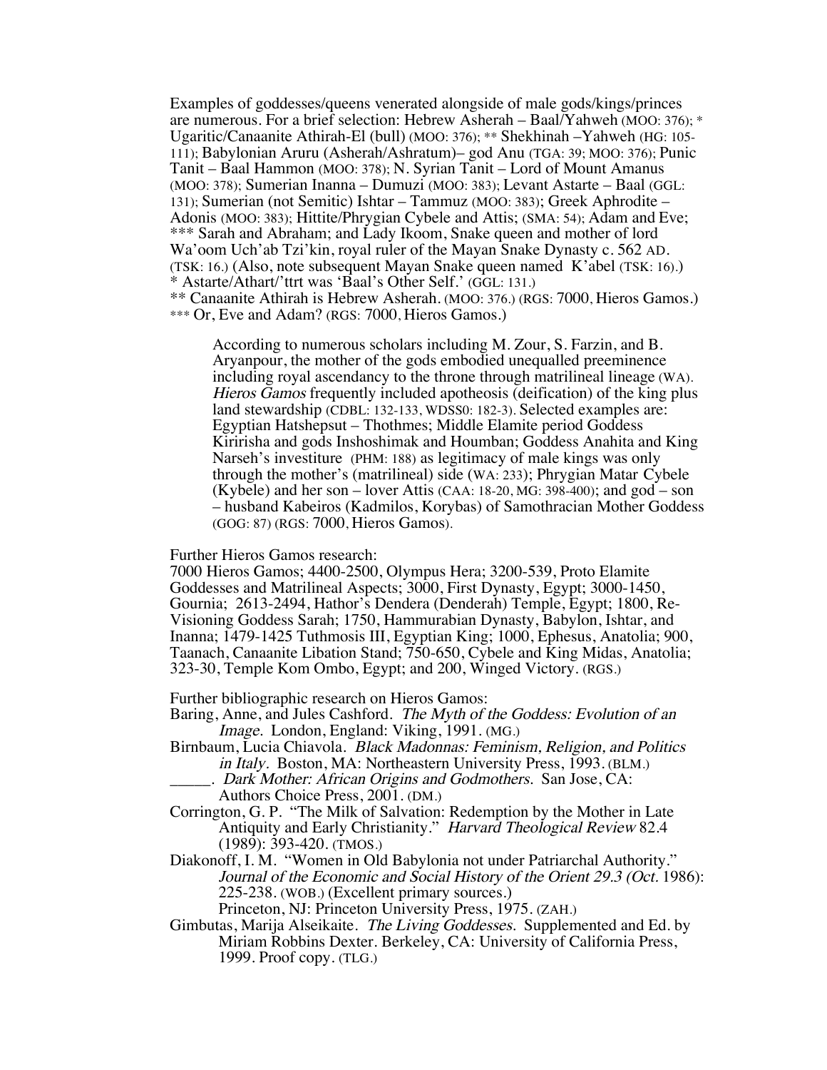Examples of goddesses/queens venerated alongside of male gods/kings/princes are numerous. For a brief selection: Hebrew Asherah – Baal/Yahweh (MOO: 376); * Ugaritic/Canaanite Athirah-El (bull) (MOO: 376); ** Shekhinah –Yahweh (HG: 105-111); Babylonian Aruru (Asherah/Ashratum)– god Anu (TGA: 39; MOO: 376); Punic Tanit – Baal Hammon (MOO: 378); N. Syrian Tanit – Lord of Mount Amanus (MOO: 378); Sumerian Inanna – Dumuzi (MOO: 383); Levant Astarte – Baal (GGL: 131); Sumerian (not Semitic) Ishtar – Tammuz (MOO: 383); Greek Aphrodite – Adonis (MOO: 383); Hittite/Phrygian Cybele and Attis; (SMA: 54); Adam and Eve; *** Sarah and Abraham; and Lady Ikoom, Snake queen and mother of lord Wa'oom Uch'ab Tzi'kin, royal ruler of the Mayan Snake Dynasty c. 562 AD. (TSK: 16.) (Also, note subsequent Mayan Snake queen named K'abel (TSK: 16).)
* Astarte/Athart/'ttrt was 'Baal's Other Self.' (GGL: 131.)
** Canaanite Athirah is Hebrew Asherah. (MOO: 376.) (RGS: 7000, Hieros Gamos.)
*** Or, Eve and Adam? (RGS: 7000, Hieros Gamos.)

> According to numerous scholars including M. Zour, S. Farzin, and B. Aryanpour, the mother of the gods embodied unequalled preeminence including royal ascendancy to the throne through matrilineal lineage (WA). *Hieros Gamos* frequently included apotheosis (deification) of the king plus land stewardship (CDBL: 132-133, WDSS0: 182-3). Selected examples are: Egyptian Hatshepsut – Thothmes; Middle Elamite period Goddess Kiririsha and gods Inshoshimak and Houmban; Goddess Anahita and King Narseh's investiture (PHM: 188) as legitimacy of male kings was only through the mother's (matrilineal) side (WA: 233); Phrygian Matar Cybele (Kybele) and her son – lover Attis (CAA: 18-20, MG: 398-400); and god – son – husband Kabeiros (Kadmilos, Korybas) of Samothracian Mother Goddess (GOG: 87) (RGS: 7000, Hieros Gamos).

Further Hieros Gamos research:
7000 Hieros Gamos; 4400-2500, Olympus Hera; 3200-539, Proto Elamite Goddesses and Matrilineal Aspects; 3000, First Dynasty, Egypt; 3000-1450, Gournia; 2613-2494, Hathor's Dendera (Denderah) Temple, Egypt; 1800, Re-Visioning Goddess Sarah; 1750, Hammurabian Dynasty, Babylon, Ishtar, and Inanna; 1479-1425 Tuthmosis III, Egyptian King; 1000, Ephesus, Anatolia; 900, Taanach, Canaanite Libation Stand; 750-650, Cybele and King Midas, Anatolia; 323-30, Temple Kom Ombo, Egypt; and 200, Winged Victory. (RGS.)

Further bibliographic research on Hieros Gamos:

Baring, Anne, and Jules Cashford. *The Myth of the Goddess: Evolution of an Image.* London, England: Viking, 1991. (MG.)

Birnbaum, Lucia Chiavola. *Black Madonnas: Feminism, Religion, and Politics in Italy.* Boston, MA: Northeastern University Press, 1993. (BLM.)

_____. *Dark Mother: African Origins and Godmothers.* San Jose, CA: Authors Choice Press, 2001. (DM.)

Corrington, G. P. "The Milk of Salvation: Redemption by the Mother in Late Antiquity and Early Christianity." *Harvard Theological Review* 82.4 (1989): 393-420. (TMOS.)

Diakonoff, I. M. "Women in Old Babylonia not under Patriarchal Authority." *Journal of the Economic and Social History of the Orient 29.3 (Oct.* 1986): 225-238. (WOB.) (Excellent primary sources.)
Princeton, NJ: Princeton University Press, 1975. (ZAH.)

Gimbutas, Marija Alseikaite. *The Living Goddesses.* Supplemented and Ed. by Miriam Robbins Dexter. Berkeley, CA: University of California Press, 1999. Proof copy. (TLG.)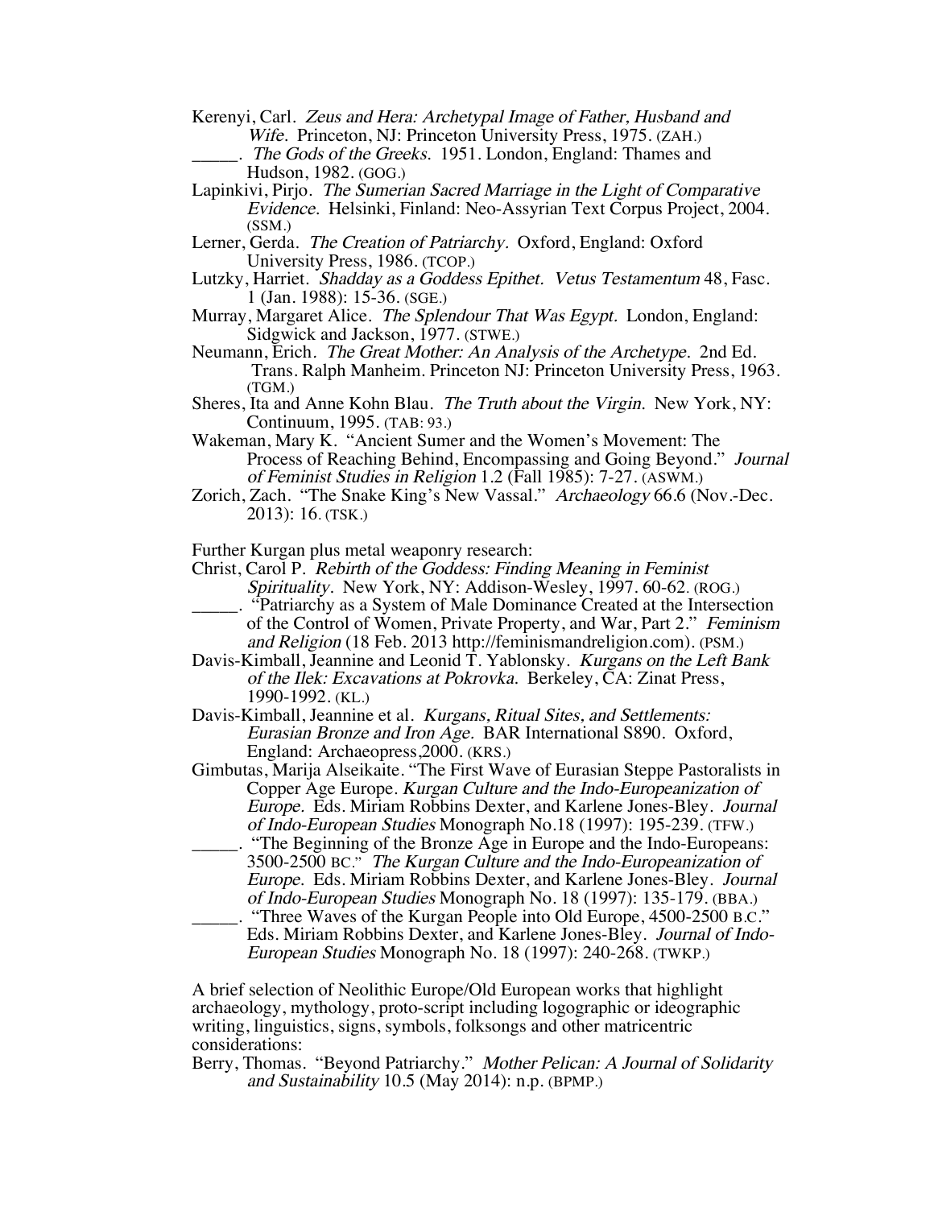Kerenyi, Carl. *Zeus and Hera: Archetypal Image of Father, Husband and Wife.* Princeton, NJ: Princeton University Press, 1975. (ZAH.)

_____. *The Gods of the Greeks.* 1951. London, England: Thames and Hudson, 1982. (GOG.)

Lapinkivi, Pirjo. *The Sumerian Sacred Marriage in the Light of Comparative Evidence.* Helsinki, Finland: Neo-Assyrian Text Corpus Project, 2004. (SSM.)

Lerner, Gerda. *The Creation of Patriarchy.* Oxford, England: Oxford University Press, 1986. (TCOP.)

Lutzky, Harriet. *Shadday as a Goddess Epithet. Vetus Testamentum* 48, Fasc. 1 (Jan. 1988): 15-36. (SGE.)

Murray, Margaret Alice. *The Splendour That Was Egypt.* London, England: Sidgwick and Jackson, 1977. (STWE.)

Neumann, Erich. *The Great Mother: An Analysis of the Archetype.* 2nd Ed. Trans. Ralph Manheim. Princeton NJ: Princeton University Press, 1963. (TGM.)

Sheres, Ita and Anne Kohn Blau. *The Truth about the Virgin.* New York, NY: Continuum, 1995. (TAB: 93.)

Wakeman, Mary K. "Ancient Sumer and the Women's Movement: The Process of Reaching Behind, Encompassing and Going Beyond." *Journal of Feminist Studies in Religion* 1.2 (Fall 1985): 7-27. (ASWM.)

Zorich, Zach. "The Snake King's New Vassal." *Archaeology* 66.6 (Nov.-Dec. 2013): 16. (TSK.)

Further Kurgan plus metal weaponry research:

Christ, Carol P. *Rebirth of the Goddess: Finding Meaning in Feminist Spirituality.* New York, NY: Addison-Wesley, 1997. 60-62. (ROG.)

_____. "Patriarchy as a System of Male Dominance Created at the Intersection of the Control of Women, Private Property, and War, Part 2." *Feminism and Religion* (18 Feb. 2013 http://feminismandreligion.com). (PSM.)

Davis-Kimball, Jeannine and Leonid T. Yablonsky. *Kurgans on the Left Bank of the Ilek: Excavations at Pokrovka.* Berkeley, CA: Zinat Press, 1990-1992. (KL.)

Davis-Kimball, Jeannine et al. *Kurgans, Ritual Sites, and Settlements: Eurasian Bronze and Iron Age.* BAR International S890. Oxford, England: Archaeopress,2000. (KRS.)

Gimbutas, Marija Alseikaite. "The First Wave of Eurasian Steppe Pastoralists in Copper Age Europe. *Kurgan Culture and the Indo-Europeanization of Europe.* Eds. Miriam Robbins Dexter, and Karlene Jones-Bley. *Journal of Indo-European Studies* Monograph No.18 (1997): 195-239. (TFW.)

_____. "The Beginning of the Bronze Age in Europe and the Indo-Europeans: 3500-2500 BC." *The Kurgan Culture and the Indo-Europeanization of Europe.* Eds. Miriam Robbins Dexter, and Karlene Jones-Bley. *Journal of Indo-European Studies* Monograph No. 18 (1997): 135-179. (BBA.)

_____. "Three Waves of the Kurgan People into Old Europe, 4500-2500 B.C." Eds. Miriam Robbins Dexter, and Karlene Jones-Bley. *Journal of Indo-European Studies* Monograph No. 18 (1997): 240-268. (TWKP.)

A brief selection of Neolithic Europe/Old European works that highlight archaeology, mythology, proto-script including logographic or ideographic writing, linguistics, signs, symbols, folksongs and other matricentric considerations:

Berry, Thomas. "Beyond Patriarchy." *Mother Pelican: A Journal of Solidarity and Sustainability* 10.5 (May 2014): n.p. (BPMP.)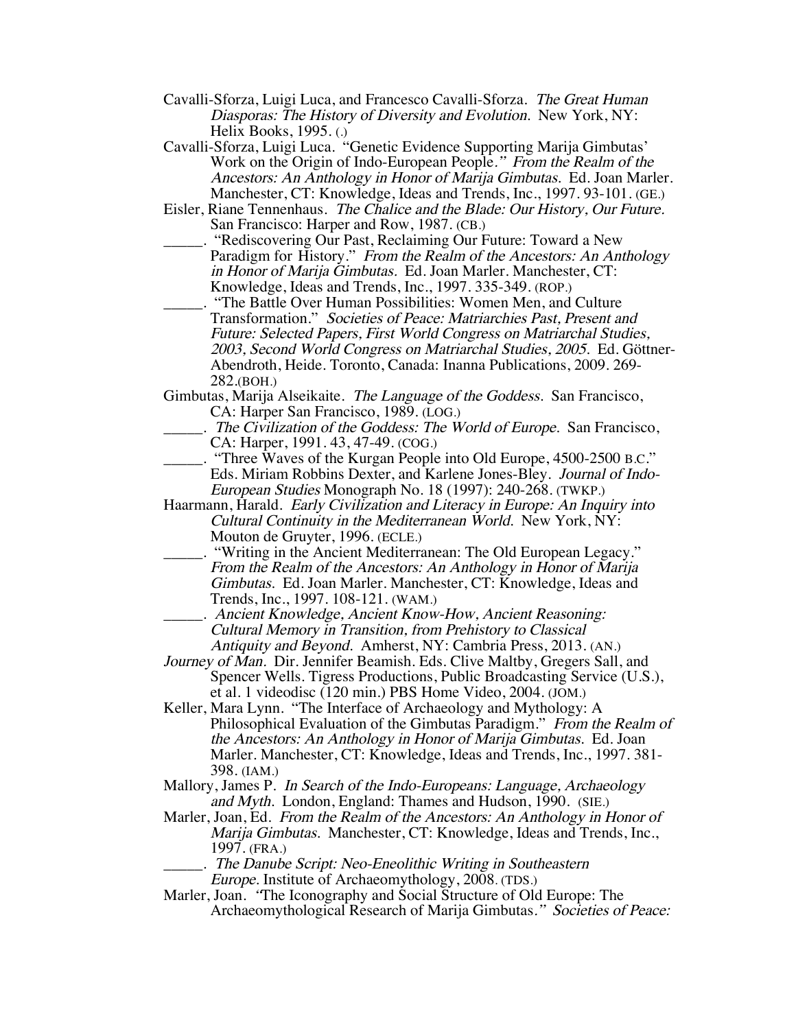Cavalli-Sforza, Luigi Luca, and Francesco Cavalli-Sforza. *The Great Human Diasporas: The History of Diversity and Evolution.* New York, NY: Helix Books, 1995. (.)

Cavalli-Sforza, Luigi Luca. "Genetic Evidence Supporting Marija Gimbutas' Work on the Origin of Indo-European People." *From the Realm of the Ancestors: An Anthology in Honor of Marija Gimbutas.* Ed. Joan Marler. Manchester, CT: Knowledge, Ideas and Trends, Inc., 1997. 93-101. (GE.)

Eisler, Riane Tennenhaus. *The Chalice and the Blade: Our History, Our Future.* San Francisco: Harper and Row, 1987. (CB.)

_____. "Rediscovering Our Past, Reclaiming Our Future: Toward a New Paradigm for History." *From the Realm of the Ancestors: An Anthology in Honor of Marija Gimbutas.* Ed. Joan Marler. Manchester, CT: Knowledge, Ideas and Trends, Inc., 1997. 335-349. (ROP.)

_____. "The Battle Over Human Possibilities: Women Men, and Culture Transformation." *Societies of Peace: Matriarchies Past, Present and Future: Selected Papers, First World Congress on Matriarchal Studies, 2003, Second World Congress on Matriarchal Studies, 2005.* Ed. Göttner-Abendroth, Heide. Toronto, Canada: Inanna Publications, 2009. 269-282.(BOH.)

Gimbutas, Marija Alseikaite. *The Language of the Goddess.* San Francisco, CA: Harper San Francisco, 1989. (LOG.)

_____. *The Civilization of the Goddess: The World of Europe.* San Francisco, CA: Harper, 1991. 43, 47-49. (COG.)

_____. "Three Waves of the Kurgan People into Old Europe, 4500-2500 B.C." Eds. Miriam Robbins Dexter, and Karlene Jones-Bley. *Journal of Indo-European Studies* Monograph No. 18 (1997): 240-268. (TWKP.)

Haarmann, Harald. *Early Civilization and Literacy in Europe: An Inquiry into Cultural Continuity in the Mediterranean World.* New York, NY: Mouton de Gruyter, 1996. (ECLE.)

_____. "Writing in the Ancient Mediterranean: The Old European Legacy." *From the Realm of the Ancestors: An Anthology in Honor of Marija Gimbutas.* Ed. Joan Marler. Manchester, CT: Knowledge, Ideas and Trends, Inc., 1997. 108-121. (WAM.)

_____. *Ancient Knowledge, Ancient Know-How, Ancient Reasoning: Cultural Memory in Transition, from Prehistory to Classical Antiquity and Beyond.* Amherst, NY: Cambria Press, 2013. (AN.)

*Journey of Man.* Dir. Jennifer Beamish. Eds. Clive Maltby, Gregers Sall, and Spencer Wells. Tigress Productions, Public Broadcasting Service (U.S.), et al. 1 videodisc (120 min.) PBS Home Video, 2004. (JOM.)

Keller, Mara Lynn. "The Interface of Archaeology and Mythology: A Philosophical Evaluation of the Gimbutas Paradigm." *From the Realm of the Ancestors: An Anthology in Honor of Marija Gimbutas.* Ed. Joan Marler. Manchester, CT: Knowledge, Ideas and Trends, Inc., 1997. 381-398. (IAM.)

Mallory, James P. *In Search of the Indo-Europeans: Language, Archaeology and Myth.* London, England: Thames and Hudson, 1990. (SIE.)

Marler, Joan, Ed. *From the Realm of the Ancestors: An Anthology in Honor of Marija Gimbutas.* Manchester, CT: Knowledge, Ideas and Trends, Inc., 1997. (FRA.)

_____. *The Danube Script: Neo-Eneolithic Writing in Southeastern Europe.* Institute of Archaeomythology, 2008. (TDS.)

Marler, Joan. "The Iconography and Social Structure of Old Europe: The Archaeomythological Research of Marija Gimbutas." *Societies of Peace:*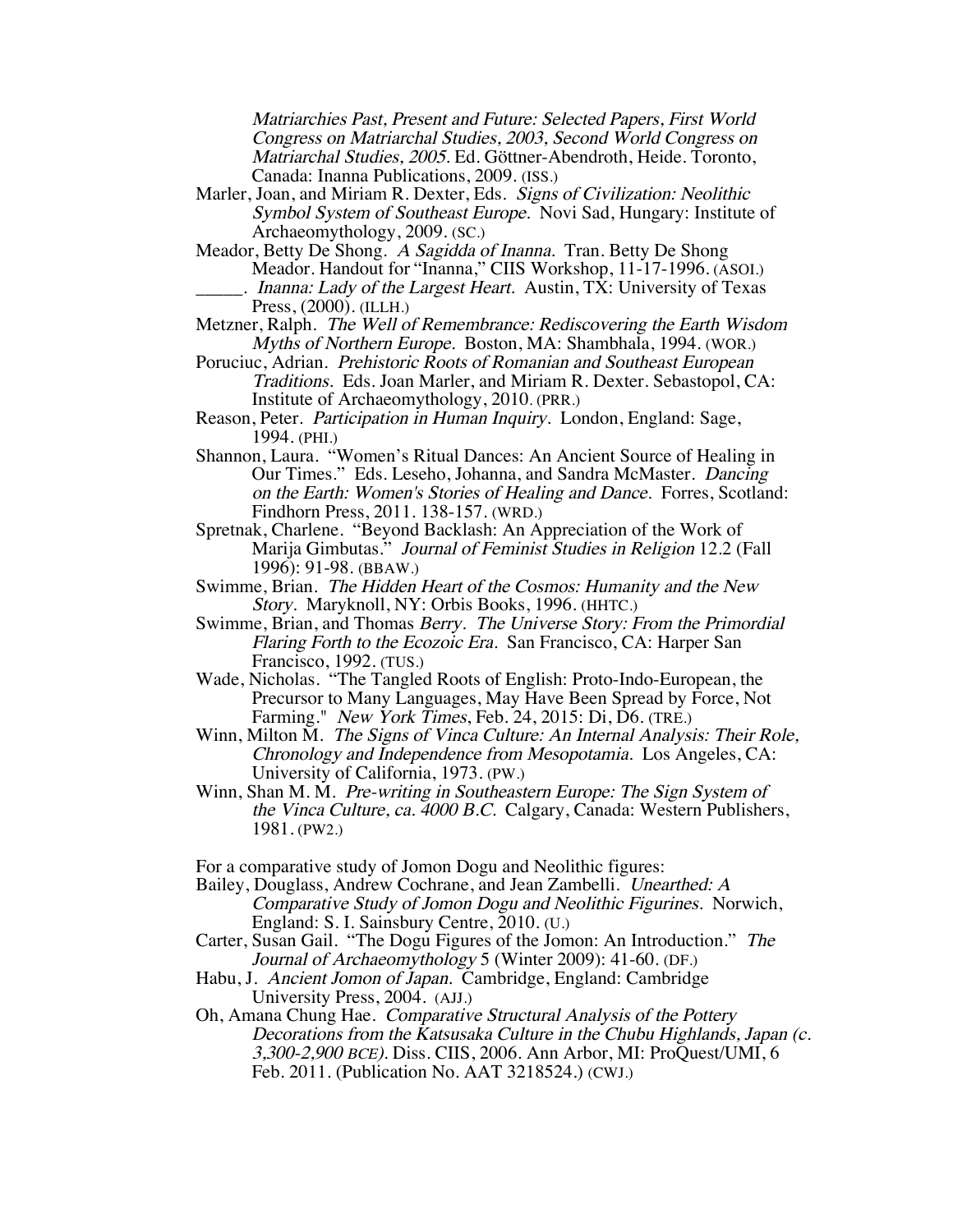*Matriarchies Past, Present and Future: Selected Papers, First World Congress on Matriarchal Studies, 2003, Second World Congress on Matriarchal Studies, 2005.* Ed. Göttner-Abendroth, Heide. Toronto, Canada: Inanna Publications, 2009. (ISS.)

Marler, Joan, and Miriam R. Dexter, Eds. *Signs of Civilization: Neolithic Symbol System of Southeast Europe.* Novi Sad, Hungary: Institute of Archaeomythology, 2009. (SC.)

Meador, Betty De Shong. *A Sagidda of Inanna.* Tran. Betty De Shong Meador. Handout for "Inanna," CIIS Workshop, 11-17-1996. (ASOI.)

_____. *Inanna: Lady of the Largest Heart.* Austin, TX: University of Texas Press, (2000). (ILLH.)

Metzner, Ralph. *The Well of Remembrance: Rediscovering the Earth Wisdom Myths of Northern Europe.* Boston, MA: Shambhala, 1994. (WOR.)

Poruciuc, Adrian. *Prehistoric Roots of Romanian and Southeast European Traditions.* Eds. Joan Marler, and Miriam R. Dexter. Sebastopol, CA: Institute of Archaeomythology, 2010. (PRR.)

Reason, Peter. *Participation in Human Inquiry.* London, England: Sage, 1994. (PHI.)

Shannon, Laura. "Women's Ritual Dances: An Ancient Source of Healing in Our Times." Eds. Leseho, Johanna, and Sandra McMaster. *Dancing on the Earth: Women's Stories of Healing and Dance.* Forres, Scotland: Findhorn Press, 2011. 138-157. (WRD.)

Spretnak, Charlene. "Beyond Backlash: An Appreciation of the Work of Marija Gimbutas." *Journal of Feminist Studies in Religion* 12.2 (Fall 1996): 91-98. (BBAW.)

Swimme, Brian. *The Hidden Heart of the Cosmos: Humanity and the New Story.* Maryknoll, NY: Orbis Books, 1996. (HHTC.)

Swimme, Brian, and Thomas *Berry. The Universe Story: From the Primordial Flaring Forth to the Ecozoic Era.* San Francisco, CA: Harper San Francisco, 1992. (TUS.)

Wade, Nicholas. "The Tangled Roots of English: Proto-Indo-European, the Precursor to Many Languages, May Have Been Spread by Force, Not Farming." *New York Times*, Feb. 24, 2015: Di, D6. (TRE.)

Winn, Milton M. *The Signs of Vinca Culture: An Internal Analysis: Their Role, Chronology and Independence from Mesopotamia.* Los Angeles, CA: University of California, 1973. (PW.)

Winn, Shan M. M. *Pre-writing in Southeastern Europe: The Sign System of the Vinca Culture, ca. 4000 B.C.* Calgary, Canada: Western Publishers, 1981. (PW2.)

For a comparative study of Jomon Dogu and Neolithic figures:

Bailey, Douglass, Andrew Cochrane, and Jean Zambelli. *Unearthed: A Comparative Study of Jomon Dogu and Neolithic Figurines.* Norwich, England: S. I. Sainsbury Centre, 2010. (U.)

Carter, Susan Gail. "The Dogu Figures of the Jomon: An Introduction." *The Journal of Archaeomythology* 5 (Winter 2009): 41-60. (DF.)

Habu, J. *Ancient Jomon of Japan.* Cambridge, England: Cambridge University Press, 2004. (AJJ.)

Oh, Amana Chung Hae. *Comparative Structural Analysis of the Pottery Decorations from the Katsusaka Culture in the Chubu Highlands, Japan (c. 3,300-2,900 BCE).* Diss. CIIS, 2006. Ann Arbor, MI: ProQuest/UMI, 6 Feb. 2011. (Publication No. AAT 3218524.) (CWJ.)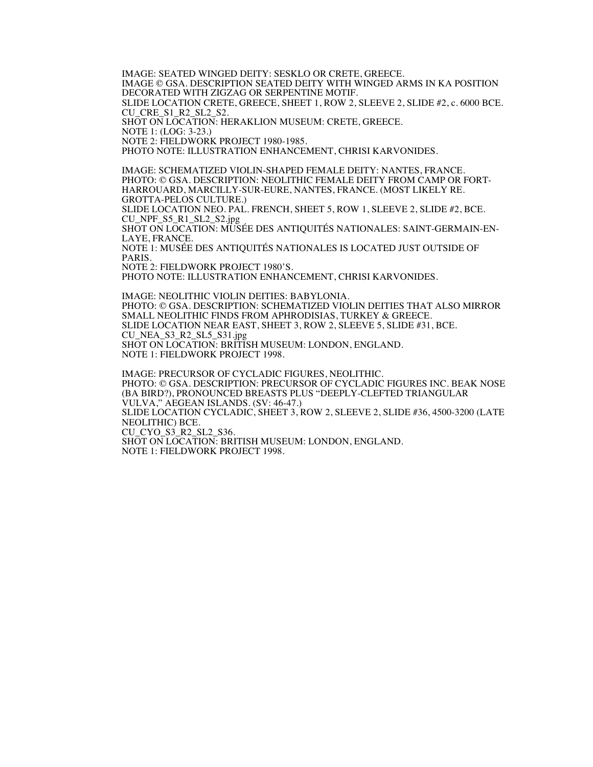IMAGE: SEATED WINGED DEITY: SESKLO OR CRETE, GREECE.
IMAGE © GSA. DESCRIPTION SEATED DEITY WITH WINGED ARMS IN KA POSITION DECORATED WITH ZIGZAG OR SERPENTINE MOTIF.
SLIDE LOCATION CRETE, GREECE, SHEET 1, ROW 2, SLEEVE 2, SLIDE #2, c. 6000 BCE.
CU_CRE_S1_R2_SL2_S2.
SHOT ON LOCATION: HERAKLION MUSEUM: CRETE, GREECE.
NOTE 1: (LOG: 3-23.)
NOTE 2: FIELDWORK PROJECT 1980-1985.
PHOTO NOTE: ILLUSTRATION ENHANCEMENT, CHRISI KARVONIDES.

IMAGE: SCHEMATIZED VIOLIN-SHAPED FEMALE DEITY: NANTES, FRANCE.
PHOTO: © GSA. DESCRIPTION: NEOLITHIC FEMALE DEITY FROM CAMP OR FORT-HARROUARD, MARCILLY-SUR-EURE, NANTES, FRANCE. (MOST LIKELY RE. GROTTA-PELOS CULTURE.)
SLIDE LOCATION NEO. PAL. FRENCH, SHEET 5, ROW 1, SLEEVE 2, SLIDE #2, BCE.
CU_NPF_S5_R1_SL2_S2.jpg
SHOT ON LOCATION: MUSÉE DES ANTIQUITÉS NATIONALES: SAINT-GERMAIN-EN-LAYE, FRANCE.
NOTE 1: MUSÉE DES ANTIQUITÉS NATIONALES IS LOCATED JUST OUTSIDE OF PARIS.
NOTE 2: FIELDWORK PROJECT 1980'S.
PHOTO NOTE: ILLUSTRATION ENHANCEMENT, CHRISI KARVONIDES.

IMAGE: NEOLITHIC VIOLIN DEITIES: BABYLONIA.
PHOTO: © GSA. DESCRIPTION: SCHEMATIZED VIOLIN DEITIES THAT ALSO MIRROR SMALL NEOLITHIC FINDS FROM APHRODISIAS, TURKEY & GREECE.
SLIDE LOCATION NEAR EAST, SHEET 3, ROW 2, SLEEVE 5, SLIDE #31, BCE.
CU_NEA_S3_R2_SL5_S31.jpg
SHOT ON LOCATION: BRITISH MUSEUM: LONDON, ENGLAND.
NOTE 1: FIELDWORK PROJECT 1998.

IMAGE: PRECURSOR OF CYCLADIC FIGURES, NEOLITHIC.
PHOTO: © GSA. DESCRIPTION: PRECURSOR OF CYCLADIC FIGURES INC. BEAK NOSE (BA BIRD?), PRONOUNCED BREASTS PLUS "DEEPLY-CLEFTED TRIANGULAR VULVA," AEGEAN ISLANDS. (SV: 46-47.)
SLIDE LOCATION CYCLADIC, SHEET 3, ROW 2, SLEEVE 2, SLIDE #36, 4500-3200 (LATE NEOLITHIC) BCE.
CU_CYO_S3_R2_SL2_S36.
SHOT ON LOCATION: BRITISH MUSEUM: LONDON, ENGLAND.
NOTE 1: FIELDWORK PROJECT 1998.